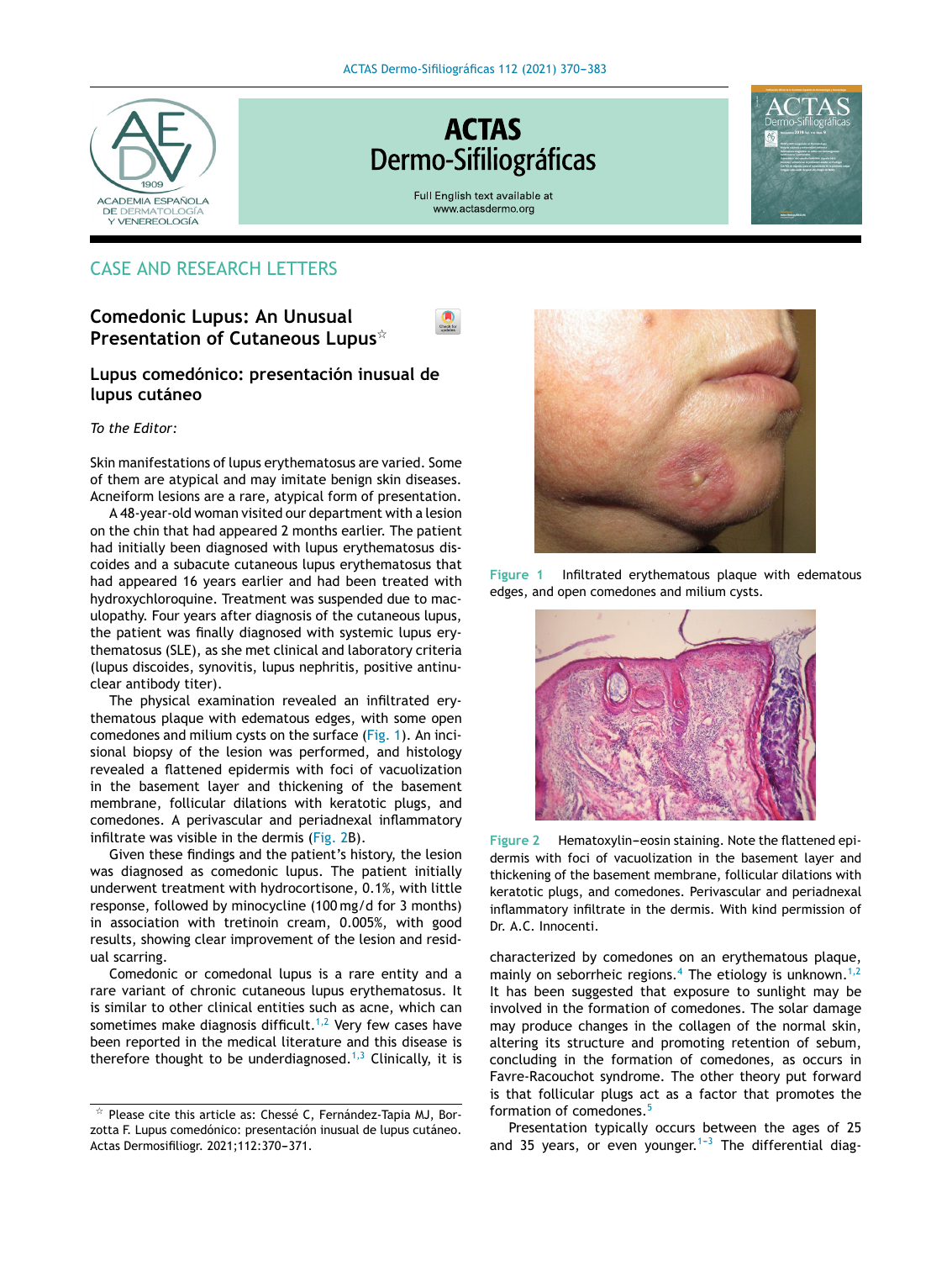## CASE AND RESEARCH LETTERS

# Comedonic Lupus: An Unusual Presentation of Cutaneous Lupus☆

## Lupus comedónico: presentación inusual de lupus cutáneo

*To the Editor:*

Skin manifestations of lupus erythematosus are varied. Some of them are atypical and may imitate benign skin diseases. Acneiform lesions are a rare, atypical form of presentation.

A 48-year-old woman visited our department with a lesion on the chin that had appeared 2 months earlier. The patient had initially been diagnosed with lupus erythematosus discoides and a subacute cutaneous lupus erythematosus that had appeared 16 years earlier and had been treated with hydroxychloroquine. Treatment was suspended due to maculopathy. Four years after diagnosis of the cutaneous lupus, the patient was finally diagnosed with systemic lupus erythematosus (SLE), as she met clinical and laboratory criteria (lupus discoides, synovitis, lupus nephritis, positive antinuclear antibody titer).

The physical examination revealed an infiltrated erythematous plaque with edematous edges, with some open comedones and milium cysts on the surface (Fig. 1). An incisional biopsy of the lesion was performed, and histology revealed a flattened epidermis with foci of vacuolization in the basement layer and thickening of the basement membrane, follicular dilations with keratotic plugs, and comedones. A perivascular and periadnexal inflammatory infiltrate was visible in the dermis (Fig. 2B).

Given these findings and the patient's history, the lesion was diagnosed as comedonic lupus. The patient initially underwent treatment with hydrocortisone, 0.1%, with little response, followed by minocycline (100 mg/d for 3 months) in association with tretinoin cream, 0.005%, with good results, showing clear improvement of the lesion and residual scarring.

Comedonic or comedonal lupus is a rare entity and a rare variant of chronic cutaneous lupus erythematosus. It is similar to other clinical entities such as acne, which can sometimes make diagnosis difficult.[1,2] Very few cases have been reported in the medical literature and this disease is therefore thought to be underdiagnosed.[1,3] Clinically, it is characterized by comedones on an erythematous plaque, mainly on seborrheic regions.[4] The etiology is unknown.[1,2] It has been suggested that exposure to sunlight may be involved in the formation of comedones. The solar damage may produce changes in the collagen of the normal skin, altering its structure and promoting retention of sebum, concluding in the formation of comedones, as occurs in Favre-Racouchot syndrome. The other theory put forward is that follicular plugs act as a factor that promotes the formation of comedones.[5]

Presentation typically occurs between the ages of 25 and 35 years, or even younger.[1–3] The differential diag-

**Figure 1** Infiltrated erythematous plaque with edematous edges, and open comedones and milium cysts.

**Figure 2** Hematoxylin–eosin staining. Note the flattened epidermis with foci of vacuolization in the basement layer and thickening of the basement membrane, follicular dilations with keratotic plugs, and comedones. Perivascular and periadnexal inflammatory infiltrate in the dermis. With kind permission of Dr. A.C. Innocenti.

☆ Please cite this article as: Chessé C, Fernández-Tapia MJ, Borzotta F. Lupus comedónico: presentación inusual de lupus cutáneo. Actas Dermosifiliogr. 2021;112:370–371.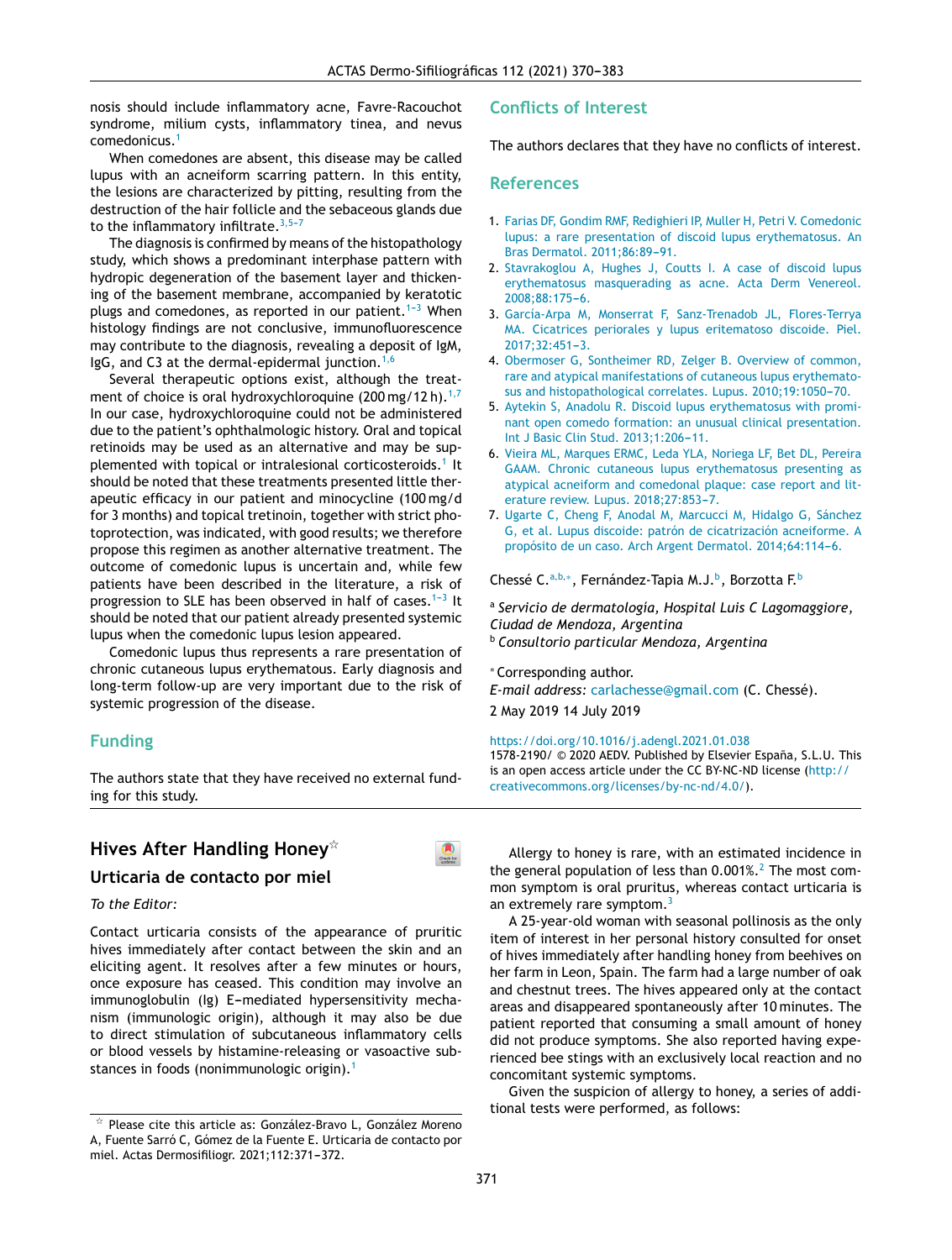nosis should include inflammatory acne, Favre-Racouchot syndrome, milium cysts, inflammatory tinea, and nevus comedonicus.[1]

When comedones are absent, this disease may be called lupus with an acneiform scarring pattern. In this entity, the lesions are characterized by pitting, resulting from the destruction of the hair follicle and the sebaceous glands due to the inflammatory infiltrate.[3,5–7]

The diagnosis is confirmed by means of the histopathology study, which shows a predominant interphase pattern with hydropic degeneration of the basement layer and thickening of the basement membrane, accompanied by keratotic plugs and comedones, as reported in our patient.[1–3] When histology findings are not conclusive, immunofluorescence may contribute to the diagnosis, revealing a deposit of IgM, IgG, and C3 at the dermal-epidermal junction.[1,6]

Several therapeutic options exist, although the treatment of choice is oral hydroxychloroquine (200 mg/12 h).[1,7] In our case, hydroxychloroquine could not be administered due to the patient's ophthalmologic history. Oral and topical retinoids may be used as an alternative and may be supplemented with topical or intralesional corticosteroids.[1] It should be noted that these treatments presented little therapeutic efficacy in our patient and minocycline (100 mg/d for 3 months) and topical tretinoin, together with strict photoprotection, was indicated, with good results; we therefore propose this regimen as another alternative treatment. The outcome of comedonic lupus is uncertain and, while few patients have been described in the literature, a risk of progression to SLE has been observed in half of cases.[1–3] It should be noted that our patient already presented systemic lupus when the comedonic lupus lesion appeared.

Comedonic lupus thus represents a rare presentation of chronic cutaneous lupus erythematous. Early diagnosis and long-term follow-up are very important due to the risk of systemic progression of the disease.

## Funding

The authors state that they have received no external funding for this study.

## Conflicts of Interest

The authors declares that they have no conflicts of interest.

## References

1. Farias DF, Gondim RMF, Redighieri IP, Muller H, Petri V. Comedonic lupus: a rare presentation of discoid lupus erythematosus. An Bras Dermatol. 2011;86:89–91.
2. Stavrakoglou A, Hughes J, Coutts I. A case of discoid lupus erythematosus masquerading as acne. Acta Derm Venereol. 2008;88:175–6.
3. García-Arpa M, Monserrat F, Sanz-Trenadob JL, Flores-Terrya MA. Cicatrices periorales y lupus eritematoso discoide. Piel. 2017;32:451–3.
4. Obermoser G, Sontheimer RD, Zelger B. Overview of common, rare and atypical manifestations of cutaneous lupus erythematosus and histopathological correlates. Lupus. 2010;19:1050–70.
5. Aytekin S, Anadolu R. Discoid lupus erythematosus with prominent open comedo formation: an unusual clinical presentation. Int J Basic Clin Stud. 2013;1:206–11.
6. Vieira ML, Marques ERMC, Leda YLA, Noriega LF, Bet DL, Pereira GAAM. Chronic cutaneous lupus erythematosus presenting as atypical acneiform and comedonal plaque: case report and literature review. Lupus. 2018;27:853–7.
7. Ugarte C, Cheng F, Anodal M, Marcucci M, Hidalgo G, Sánchez G, et al. Lupus discoide: patrón de cicatrización acneiforme. A propósito de un caso. Arch Argent Dermatol. 2014;64:114–6.

Chessé C.[a,b,*], Fernández-Tapia M.J.[b], Borzotta F.[b]

[a] *Servicio de dermatología, Hospital Luis C Lagomaggiore, Ciudad de Mendoza, Argentina*
[b] *Consultorio particular Mendoza, Argentina*

* Corresponding author.
*E-mail address:* carlachesse@gmail.com (C. Chessé).
2 May 2019 14 July 2019

https://doi.org/10.1016/j.adengl.2021.01.038
1578-2190/ © 2020 AEDV. Published by Elsevier España, S.L.U. This is an open access article under the CC BY-NC-ND license (http://creativecommons.org/licenses/by-nc-nd/4.0/).

# Hives After Handling Honey☆

## Urticaria de contacto por miel

*To the Editor:*

Contact urticaria consists of the appearance of pruritic hives immediately after contact between the skin and an eliciting agent. It resolves after a few minutes or hours, once exposure has ceased. This condition may involve an immunoglobulin (Ig) E–mediated hypersensitivity mechanism (immunologic origin), although it may also be due to direct stimulation of subcutaneous inflammatory cells or blood vessels by histamine-releasing or vasoactive substances in foods (nonimmunologic origin).[1]

Allergy to honey is rare, with an estimated incidence in the general population of less than 0.001%.[2] The most common symptom is oral pruritus, whereas contact urticaria is an extremely rare symptom.[3]

A 25-year-old woman with seasonal pollinosis as the only item of interest in her personal history consulted for onset of hives immediately after handling honey from beehives on her farm in Leon, Spain. The farm had a large number of oak and chestnut trees. The hives appeared only at the contact areas and disappeared spontaneously after 10 minutes. The patient reported that consuming a small amount of honey did not produce symptoms. She also reported having experienced bee stings with an exclusively local reaction and no concomitant systemic symptoms.

Given the suspicion of allergy to honey, a series of additional tests were performed, as follows:

☆ Please cite this article as: González-Bravo L, González Moreno A, Fuente Sarró C, Gómez de la Fuente E. Urticaria de contacto por miel. Actas Dermosifiliogr. 2021;112:371–372.